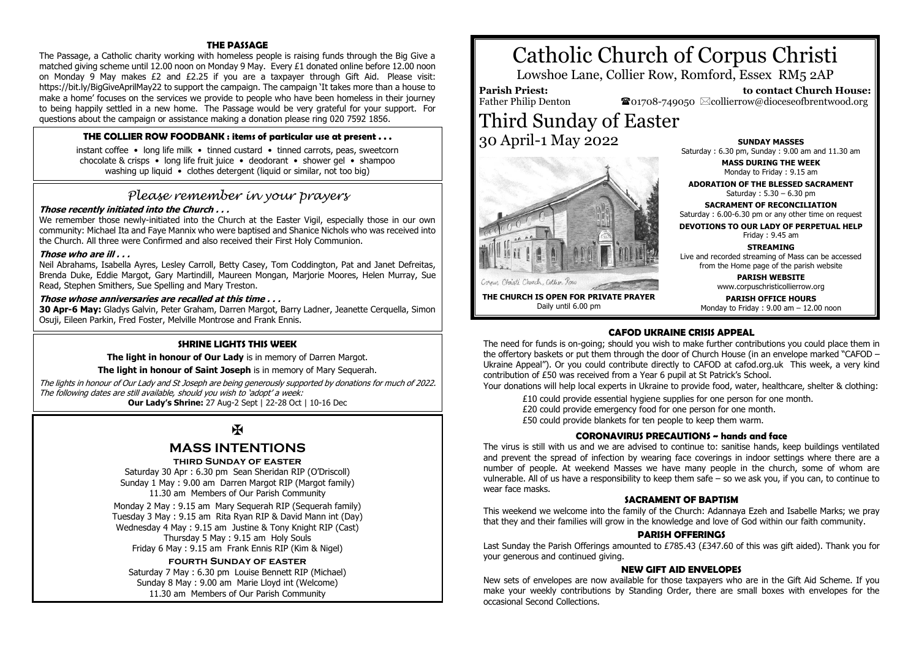## THE PASSAGE

The Passage, a Catholic charity working with homeless people is raising funds through the Big Give a matched giving scheme until 12.00 noon on Monday 9 May. Every £1 donated online before 12.00 noon on Monday 9 May makes £2 and £2.25 if you are a taxpayer through Gift Aid. Please visit: https://bit.ly/BigGiveAprilMay22 to support the campaign. The campaign 'It takes more than a house to make a home' focuses on the services we provide to people who have been homeless in their journey to being happily settled in a new home. The Passage would be very grateful for your support. For questions about the campaign or assistance making a donation please ring 020 7592 1856.

## THE COLLIER ROW FOODBANK : items of particular use at present . . .

instant coffee • long life milk • tinned custard • tinned carrots, peas, sweetcorn
chocolate & crisps • long life fruit juice • deodorant • shower gel • shampoo
washing up liquid • clothes detergent (liquid or similar, not too big)

## *Please remember in your prayers*

***Those recently initiated into the Church . . .***

We remember those newly-initiated into the Church at the Easter Vigil, especially those in our own community: Michael Ita and Faye Mannix who were baptised and Shanice Nichols who was received into the Church. All three were Confirmed and also received their First Holy Communion.

***Those who are ill . . .***

Neil Abrahams, Isabella Ayres, Lesley Carroll, Betty Casey, Tom Coddington, Pat and Janet Defreitas, Brenda Duke, Eddie Margot, Gary Martindill, Maureen Mongan, Marjorie Moores, Helen Murray, Sue Read, Stephen Smithers, Sue Spelling and Mary Treston.

***Those whose anniversaries are recalled at this time . . .***

**30 Apr-6 May:** Gladys Galvin, Peter Graham, Darren Margot, Barry Ladner, Jeanette Cerquella, Simon Osuji, Eileen Parkin, Fred Foster, Melville Montrose and Frank Ennis.

## SHRINE LIGHTS THIS WEEK

**The light in honour of Our Lady** is in memory of Darren Margot.

**The light in honour of Saint Joseph** is in memory of Mary Sequerah.

*The lights in honour of Our Lady and St Joseph are being generously supported by donations for much of 2022. The following dates are still available, should you wish to 'adopt' a week:*

**Our Lady's Shrine:** 27 Aug-2 Sept | 22-28 Oct | 10-16 Dec

✠

## MASS INTENTIONS

### THIRD SUNDAY OF EASTER

Saturday 30 Apr : 6.30 pm Sean Sheridan RIP (O'Driscoll)
Sunday 1 May : 9.00 am Darren Margot RIP (Margot family)
11.30 am Members of Our Parish Community

Monday 2 May : 9.15 am Mary Sequerah RIP (Sequerah family)
Tuesday 3 May : 9.15 am Rita Ryan RIP & David Mann int (Day)
Wednesday 4 May : 9.15 am Justine & Tony Knight RIP (Cast)
Thursday 5 May : 9.15 am Holy Souls
Friday 6 May : 9.15 am Frank Ennis RIP (Kim & Nigel)

### FOURTH SUNDAY OF EASTER

Saturday 7 May : 6.30 pm Louise Bennett RIP (Michael)
Sunday 8 May : 9.00 am Marie Lloyd int (Welcome)
11.30 am Members of Our Parish Community

# Catholic Church of Corpus Christi

Lowshoe Lane, Collier Row, Romford, Essex RM5 2AP

**Parish Priest:** Father Philip Denton

**to contact Church House:** ☎01708-749050 ✉collierrow@dioceseofbrentwood.org

# Third Sunday of Easter

## 30 April-1 May 2022

Corpus Christi Church, Collier Row

**THE CHURCH IS OPEN FOR PRIVATE PRAYER**
Daily until 6.00 pm

**SUNDAY MASSES**
Saturday : 6.30 pm, Sunday : 9.00 am and 11.30 am

**MASS DURING THE WEEK**
Monday to Friday : 9.15 am

**ADORATION OF THE BLESSED SACRAMENT**
Saturday : 5.30 – 6.30 pm

**SACRAMENT OF RECONCILIATION**
Saturday : 6.00-6.30 pm or any other time on request

**DEVOTIONS TO OUR LADY OF PERPETUAL HELP**
Friday : 9.45 am

**STREAMING**
Live and recorded streaming of Mass can be accessed from the Home page of the parish website

**PARISH WEBSITE**
www.corpuschristicollierrow.org

**PARISH OFFICE HOURS**
Monday to Friday : 9.00 am – 12.00 noon

## CAFOD UKRAINE CRISIS APPEAL

The need for funds is on-going; should you wish to make further contributions you could place them in the offertory baskets or put them through the door of Church House (in an envelope marked "CAFOD – Ukraine Appeal"). Or you could contribute directly to CAFOD at cafod.org.uk This week, a very kind contribution of £50 was received from a Year 6 pupil at St Patrick's School.

Your donations will help local experts in Ukraine to provide food, water, healthcare, shelter & clothing:

£10 could provide essential hygiene supplies for one person for one month.
£20 could provide emergency food for one person for one month.
£50 could provide blankets for ten people to keep them warm.

## CORONAVIRUS PRECAUTIONS ~ hands and face

The virus is still with us and we are advised to continue to: sanitise hands, keep buildings ventilated and prevent the spread of infection by wearing face coverings in indoor settings where there are a number of people. At weekend Masses we have many people in the church, some of whom are vulnerable. All of us have a responsibility to keep them safe – so we ask you, if you can, to continue to wear face masks.

## SACRAMENT OF BAPTISM

This weekend we welcome into the family of the Church: Adannaya Ezeh and Isabelle Marks; we pray that they and their families will grow in the knowledge and love of God within our faith community.

## PARISH OFFERINGS

Last Sunday the Parish Offerings amounted to £785.43 (£347.60 of this was gift aided). Thank you for your generous and continued giving.

## NEW GIFT AID ENVELOPES

New sets of envelopes are now available for those taxpayers who are in the Gift Aid Scheme. If you make your weekly contributions by Standing Order, there are small boxes with envelopes for the occasional Second Collections.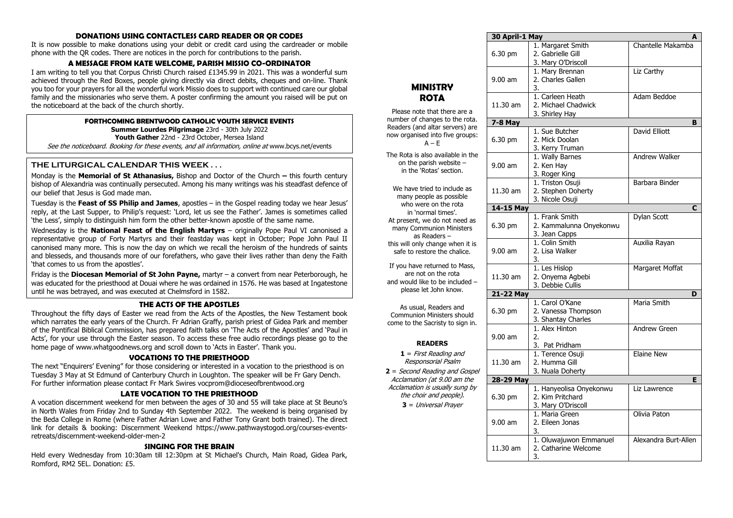## DONATIONS USING CONTACTLESS CARD READER OR QR CODES

It is now possible to make donations using your debit or credit card using the cardreader or mobile phone with the QR codes. There are notices in the porch for contributions to the parish.

## A MESSAGE FROM KATE WELCOME, PARISH MISSIO CO-ORDINATOR

I am writing to tell you that Corpus Christi Church raised £1345.99 in 2021. This was a wonderful sum achieved through the Red Boxes, people giving directly via direct debits, cheques and on-line. Thank you too for your prayers for all the wonderful work Missio does to support with continued care our global family and the missionaries who serve them. A poster confirming the amount you raised will be put on the noticeboard at the back of the church shortly.

## FORTHCOMING BRENTWOOD CATHOLIC YOUTH SERVICE EVENTS

**Summer Lourdes Pilgrimage** 23rd - 30th July 2022
**Youth Gather** 22nd - 23rd October, Mersea Island
*See the noticeboard. Booking for these events, and all information, online at* www.bcys.net/events

## THE LITURGICAL CALENDAR THIS WEEK . . .

Monday is the **Memorial of St Athanasius,** Bishop and Doctor of the Church **–** this fourth century bishop of Alexandria was continually persecuted. Among his many writings was his steadfast defence of our belief that Jesus is God made man.

Tuesday is the **Feast of SS Philip and James**, apostles – in the Gospel reading today we hear Jesus' reply, at the Last Supper, to Philip's request: 'Lord, let us see the Father'. James is sometimes called 'the Less', simply to distinguish him form the other better-known apostle of the same name.

Wednesday is the **National Feast of the English Martyrs** – originally Pope Paul VI canonised a representative group of Forty Martyrs and their feastday was kept in October; Pope John Paul II canonised many more. This is now the day on which we recall the heroism of the hundreds of saints and blesseds, and thousands more of our forefathers, who gave their lives rather than deny the Faith 'that comes to us from the apostles'.

Friday is the **Diocesan Memorial of St John Payne,** martyr – a convert from near Peterborough, he was educated for the priesthood at Douai where he was ordained in 1576. He was based at Ingatestone until he was betrayed, and was executed at Chelmsford in 1582.

## THE ACTS OF THE APOSTLES

Throughout the fifty days of Easter we read from the Acts of the Apostles, the New Testament book which narrates the early years of the Church. Fr Adrian Graffy, parish priest of Gidea Park and member of the Pontifical Biblical Commission, has prepared faith talks on 'The Acts of the Apostles' and 'Paul in Acts', for your use through the Easter season. To access these free audio recordings please go to the home page of www.whatgoodnews.org and scroll down to 'Acts in Easter'. Thank you.

## VOCATIONS TO THE PRIESTHOOD

The next "Enquirers' Evening" for those considering or interested in a vocation to the priesthood is on Tuesday 3 May at St Edmund of Canterbury Church in Loughton. The speaker will be Fr Gary Dench. For further information please contact Fr Mark Swires vocprom@dioceseofbrentwood.org

## LATE VOCATION TO THE PRIESTHOOD

A vocation discernment weekend for men between the ages of 30 and 55 will take place at St Beuno's in North Wales from Friday 2nd to Sunday 4th September 2022. The weekend is being organised by the Beda College in Rome (where Father Adrian Lowe and Father Tony Grant both trained). The direct link for details & booking: Discernment Weekend https://www.pathwaystogod.org/courses-events-retreats/discernment-weekend-older-men-2

## SINGING FOR THE BRAIN

Held every Wednesday from 10:30am till 12:30pm at St Michael's Church, Main Road, Gidea Park, Romford, RM2 5EL. Donation: £5.

# MINISTRY ROTA

Please note that there are a number of changes to the rota. Readers (and altar servers) are now organised into five groups: A – E

The Rota is also available in the on the parish website – in the 'Rotas' section.

We have tried to include as many people as possible who were on the rota in 'normal times'. At present, we do not need as many Communion Ministers as Readers – this will only change when it is safe to restore the chalice.

If you have returned to Mass, are not on the rota and would like to be included – please let John know.

As usual, Readers and Communion Ministers should come to the Sacristy to sign in.

### READERS

**1** = *First Reading and Responsorial Psalm*
**2** = *Second Reading and Gospel Acclamation (at 9.00 am the Acclamation is usually sung by the choir and people).*
**3** = *Universal Prayer*

| | | |
|---|---|---|
| **30 April-1 May** | | **A** |
| 6.30 pm | 1. Margaret Smith<br>2. Gabrielle Gill<br>3. Mary O'Driscoll | Chantelle Makamba |
| 9.00 am | 1. Mary Brennan<br>2. Charles Gallen<br>3. | Liz Carthy |
| 11.30 am | 1. Carleen Heath<br>2. Michael Chadwick<br>3. Shirley Hay | Adam Beddoe |
| **7-8 May** | | **B** |
| 6.30 pm | 1. Sue Butcher<br>2. Mick Doolan<br>3. Kerry Truman | David Elliott |
| 9.00 am | 1. Wally Barnes<br>2. Ken Hay<br>3. Roger King | Andrew Walker |
| 11.30 am | 1. Triston Osuji<br>2. Stephen Doherty<br>3. Nicole Osuji | Barbara Binder |
| **14-15 May** | | **C** |
| 6.30 pm | 1. Frank Smith<br>2. Kammalunna Onyekonwu<br>3. Jean Capps | Dylan Scott |
| 9.00 am | 1. Colin Smith<br>2. Lisa Walker<br>3. | Auxilia Rayan |
| 11.30 am | 1. Les Hislop<br>2. Onyema Agbebi<br>3. Debbie Cullis | Margaret Moffat |
| **21-22 May** | | **D** |
| 6.30 pm | 1. Carol O'Kane<br>2. Vanessa Thompson<br>3. Shantay Charles | Maria Smith |
| 9.00 am | 1. Alex Hinton<br>2.<br>3. Pat Pridham | Andrew Green |
| 11.30 am | 1. Terence Osuji<br>2. Humma Gill<br>3. Nuala Doherty | Elaine New |
| **28-29 May** | | **E** |
| 6.30 pm | 1. Hanyeolisa Onyekonwu<br>2. Kim Pritchard<br>3. Mary O'Driscoll | Liz Lawrence |
| 9.00 am | 1. Maria Green<br>2. Eileen Jonas<br>3. | Olivia Paton |
| 11.30 am | 1. Oluwajuwon Emmanuel<br>2. Catharine Welcome<br>3. | Alexandra Burt-Allen |